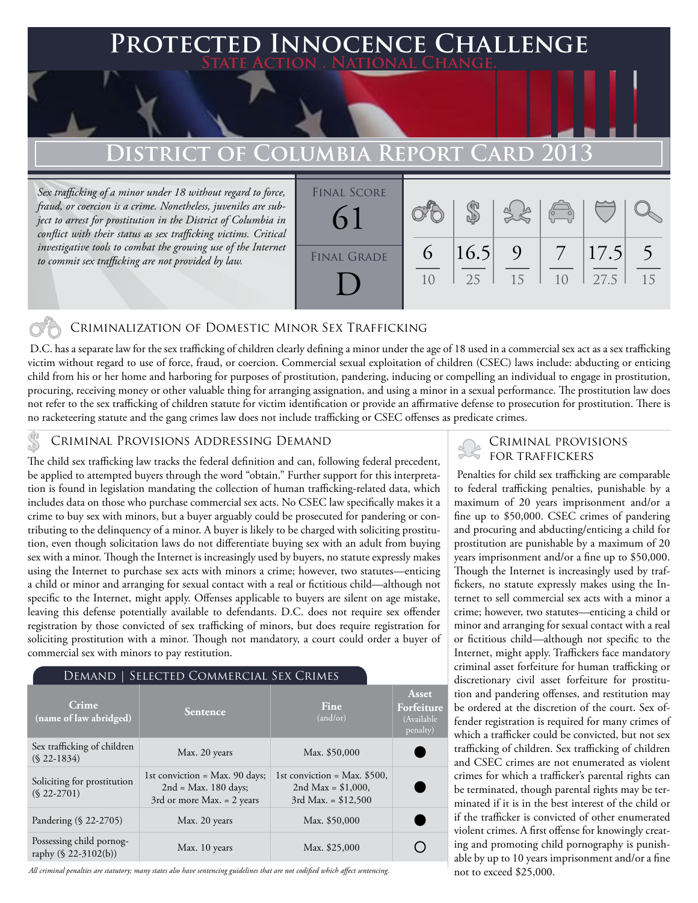# Protected Innocence Challenge

State Action . National Change.

## District of Columbia Report Card 2013

*Sex trafficking of a minor under 18 without regard to force, fraud, or coercion is a crime. Nonetheless, juveniles are subject to arrest for prostitution in the District of Columbia in conflict with their status as sex trafficking victims. Critical investigative tools to combat the growing use of the Internet to commit sex trafficking are not provided by law.*

| Final Score | Final Grade |
|---|---|
| 61 | D |

| Criminalization | Demand | Traffickers | Facilitators | Protective Provisions | Investigation |
|---|---|---|---|---|---|
| 6/10 | 16.5/25 | 9/15 | 7/10 | 17.5/27.5 | 5/15 |

### Criminalization of Domestic Minor Sex Trafficking

D.C. has a separate law for the sex trafficking of children clearly defining a minor under the age of 18 used in a commercial sex act as a sex trafficking victim without regard to use of force, fraud, or coercion. Commercial sexual exploitation of children (CSEC) laws include: abducting or enticing child from his or her home and harboring for purposes of prostitution, pandering, inducing or compelling an individual to engage in prostitution, procuring, receiving money or other valuable thing for arranging assignation, and using a minor in a sexual performance. The prostitution law does not refer to the sex trafficking of children statute for victim identification or provide an affirmative defense to prosecution for prostitution. There is no racketeering statute and the gang crimes law does not include trafficking or CSEC offenses as predicate crimes.

### Criminal Provisions Addressing Demand

The child sex trafficking law tracks the federal definition and can, following federal precedent, be applied to attempted buyers through the word "obtain." Further support for this interpretation is found in legislation mandating the collection of human trafficking-related data, which includes data on those who purchase commercial sex acts. No CSEC law specifically makes it a crime to buy sex with minors, but a buyer arguably could be prosecuted for pandering or contributing to the delinquency of a minor. A buyer is likely to be charged with soliciting prostitution, even though solicitation laws do not differentiate buying sex with an adult from buying sex with a minor. Though the Internet is increasingly used by buyers, no statute expressly makes using the Internet to purchase sex acts with minors a crime; however, two statutes—enticing a child or minor and arranging for sexual contact with a real or fictitious child—although not specific to the Internet, might apply. Offenses applicable to buyers are silent on age mistake, leaving this defense potentially available to defendants. D.C. does not require sex offender registration by those convicted of sex trafficking of minors, but does require registration for soliciting prostitution with a minor. Though not mandatory, a court could order a buyer of commercial sex with minors to pay restitution.

**Demand | Selected Commercial Sex Crimes**

| Crime (name of law abridged) | Sentence | Fine (and/or) | Asset Forfeiture (Available penalty) |
|---|---|---|---|
| Sex trafficking of children (§ 22-1834) | Max. 20 years | Max. $50,000 | ● |
| Soliciting for prostitution (§ 22-2701) | 1st conviction = Max. 90 days; 2nd = Max. 180 days; 3rd or more Max. = 2 years | 1st conviction = Max. $500, 2nd Max = $1,000, 3rd Max. = $12,500 | ● |
| Pandering (§ 22-2705) | Max. 20 years | Max. $50,000 | ● |
| Possessing child pornography (§ 22-3102(b)) | Max. 10 years | Max. $25,000 | ○ |

*All criminal penalties are statutory; many states also have sentencing guidelines that are not codified which affect sentencing.*

### Criminal Provisions for Traffickers

Penalties for child sex trafficking are comparable to federal trafficking penalties, punishable by a maximum of 20 years imprisonment and/or a fine up to $50,000. CSEC crimes of pandering and procuring and abducting/enticing a child for prostitution are punishable by a maximum of 20 years imprisonment and/or a fine up to $50,000. Though the Internet is increasingly used by traffickers, no statute expressly makes using the Internet to sell commercial sex acts with a minor a crime; however, two statutes—enticing a child or minor and arranging for sexual contact with a real or fictitious child—although not specific to the Internet, might apply. Traffickers face mandatory criminal asset forfeiture for human trafficking or discretionary civil asset forfeiture for prostitution and pandering offenses, and restitution may be ordered at the discretion of the court. Sex offender registration is required for many crimes of which a trafficker could be convicted, but not sex trafficking of children. Sex trafficking of children and CSEC crimes are not enumerated as violent crimes for which a trafficker's parental rights can be terminated, though parental rights may be terminated if it is in the best interest of the child or if the trafficker is convicted of other enumerated violent crimes. A first offense for knowingly creating and promoting child pornography is punishable by up to 10 years imprisonment and/or a fine not to exceed $25,000.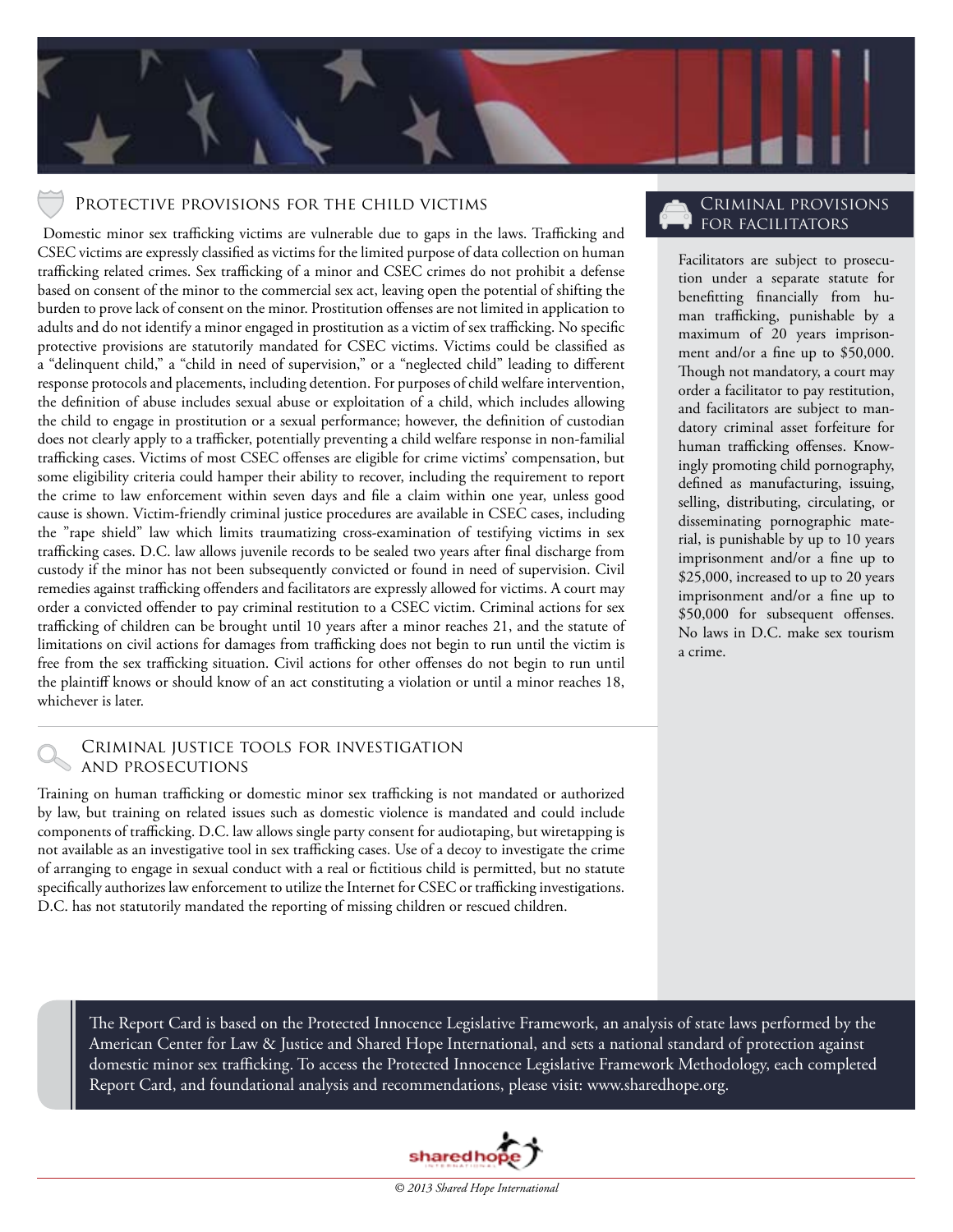## Protective provisions for the child victims

Domestic minor sex trafficking victims are vulnerable due to gaps in the laws. Trafficking and CSEC victims are expressly classified as victims for the limited purpose of data collection on human trafficking related crimes. Sex trafficking of a minor and CSEC crimes do not prohibit a defense based on consent of the minor to the commercial sex act, leaving open the potential of shifting the burden to prove lack of consent on the minor. Prostitution offenses are not limited in application to adults and do not identify a minor engaged in prostitution as a victim of sex trafficking. No specific protective provisions are statutorily mandated for CSEC victims. Victims could be classified as a "delinquent child," a "child in need of supervision," or a "neglected child" leading to different response protocols and placements, including detention. For purposes of child welfare intervention, the definition of abuse includes sexual abuse or exploitation of a child, which includes allowing the child to engage in prostitution or a sexual performance; however, the definition of custodian does not clearly apply to a trafficker, potentially preventing a child welfare response in non-familial trafficking cases. Victims of most CSEC offenses are eligible for crime victims' compensation, but some eligibility criteria could hamper their ability to recover, including the requirement to report the crime to law enforcement within seven days and file a claim within one year, unless good cause is shown. Victim-friendly criminal justice procedures are available in CSEC cases, including the "rape shield" law which limits traumatizing cross-examination of testifying victims in sex trafficking cases. D.C. law allows juvenile records to be sealed two years after final discharge from custody if the minor has not been subsequently convicted or found in need of supervision. Civil remedies against trafficking offenders and facilitators are expressly allowed for victims. A court may order a convicted offender to pay criminal restitution to a CSEC victim. Criminal actions for sex trafficking of children can be brought until 10 years after a minor reaches 21, and the statute of limitations on civil actions for damages from trafficking does not begin to run until the victim is free from the sex trafficking situation. Civil actions for other offenses do not begin to run until the plaintiff knows or should know of an act constituting a violation or until a minor reaches 18, whichever is later.

## Criminal justice tools for investigation and prosecutions

Training on human trafficking or domestic minor sex trafficking is not mandated or authorized by law, but training on related issues such as domestic violence is mandated and could include components of trafficking. D.C. law allows single party consent for audiotaping, but wiretapping is not available as an investigative tool in sex trafficking cases. Use of a decoy to investigate the crime of arranging to engage in sexual conduct with a real or fictitious child is permitted, but no statute specifically authorizes law enforcement to utilize the Internet for CSEC or trafficking investigations. D.C. has not statutorily mandated the reporting of missing children or rescued children.

## Criminal provisions for facilitators

Facilitators are subject to prosecution under a separate statute for benefitting financially from human trafficking, punishable by a maximum of 20 years imprisonment and/or a fine up to $50,000. Though not mandatory, a court may order a facilitator to pay restitution, and facilitators are subject to mandatory criminal asset forfeiture for human trafficking offenses. Knowingly promoting child pornography, defined as manufacturing, issuing, selling, distributing, circulating, or disseminating pornographic material, is punishable by up to 10 years imprisonment and/or a fine up to $25,000, increased to up to 20 years imprisonment and/or a fine up to $50,000 for subsequent offenses. No laws in D.C. make sex tourism a crime.

The Report Card is based on the Protected Innocence Legislative Framework, an analysis of state laws performed by the American Center for Law & Justice and Shared Hope International, and sets a national standard of protection against domestic minor sex trafficking. To access the Protected Innocence Legislative Framework Methodology, each completed Report Card, and foundational analysis and recommendations, please visit: www.sharedhope.org.

*© 2013 Shared Hope International*